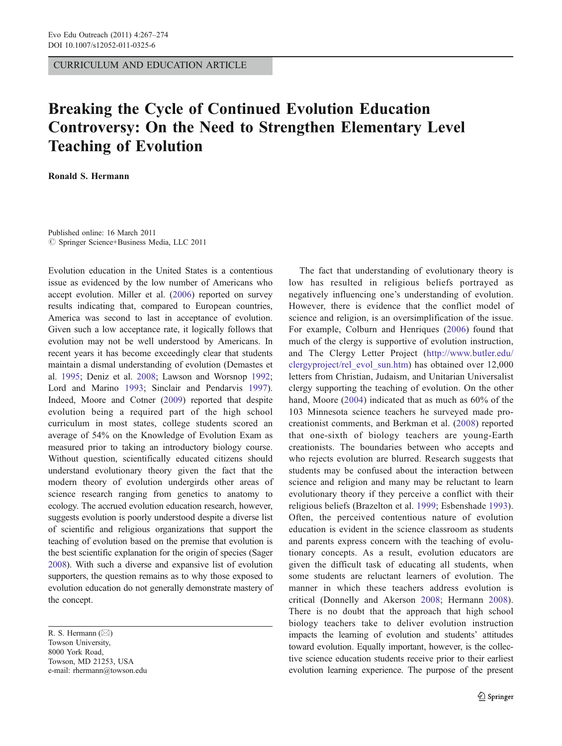CURRICULUM AND EDUCATION ARTICLE

# Breaking the Cycle of Continued Evolution Education Controversy: On the Need to Strengthen Elementary Level Teaching of Evolution

**Ronald S. Hermann**

Published online: 16 March 2011
© Springer Science+Business Media, LLC 2011

Evolution education in the United States is a contentious issue as evidenced by the low number of Americans who accept evolution. Miller et al. (2006) reported on survey results indicating that, compared to European countries, America was second to last in acceptance of evolution. Given such a low acceptance rate, it logically follows that evolution may not be well understood by Americans. In recent years it has become exceedingly clear that students maintain a dismal understanding of evolution (Demastes et al. 1995; Deniz et al. 2008; Lawson and Worsnop 1992; Lord and Marino 1993; Sinclair and Pendarvis 1997). Indeed, Moore and Cotner (2009) reported that despite evolution being a required part of the high school curriculum in most states, college students scored an average of 54% on the Knowledge of Evolution Exam as measured prior to taking an introductory biology course. Without question, scientifically educated citizens should understand evolutionary theory given the fact that the modern theory of evolution undergirds other areas of science research ranging from genetics to anatomy to ecology. The accrued evolution education research, however, suggests evolution is poorly understood despite a diverse list of scientific and religious organizations that support the teaching of evolution based on the premise that evolution is the best scientific explanation for the origin of species (Sager 2008). With such a diverse and expansive list of evolution supporters, the question remains as to why those exposed to evolution education do not generally demonstrate mastery of the concept.

R. S. Hermann (✉)
Towson University,
8000 York Road,
Towson, MD 21253, USA
e-mail: rhermann@towson.edu

The fact that understanding of evolutionary theory is low has resulted in religious beliefs portrayed as negatively influencing one's understanding of evolution. However, there is evidence that the conflict model of science and religion, is an oversimplification of the issue. For example, Colburn and Henriques (2006) found that much of the clergy is supportive of evolution instruction, and The Clergy Letter Project (http://www.butler.edu/clergyproject/rel_evol_sun.htm) has obtained over 12,000 letters from Christian, Judaism, and Unitarian Universalist clergy supporting the teaching of evolution. On the other hand, Moore (2004) indicated that as much as 60% of the 103 Minnesota science teachers he surveyed made pro-creationist comments, and Berkman et al. (2008) reported that one-sixth of biology teachers are young-Earth creationists. The boundaries between who accepts and who rejects evolution are blurred. Research suggests that students may be confused about the interaction between science and religion and many may be reluctant to learn evolutionary theory if they perceive a conflict with their religious beliefs (Brazelton et al. 1999; Esbenshade 1993). Often, the perceived contentious nature of evolution education is evident in the science classroom as students and parents express concern with the teaching of evolutionary concepts. As a result, evolution educators are given the difficult task of educating all students, when some students are reluctant learners of evolution. The manner in which these teachers address evolution is critical (Donnelly and Akerson 2008; Hermann 2008). There is no doubt that the approach that high school biology teachers take to deliver evolution instruction impacts the learning of evolution and students' attitudes toward evolution. Equally important, however, is the collective science education students receive prior to their earliest evolution learning experience. The purpose of the present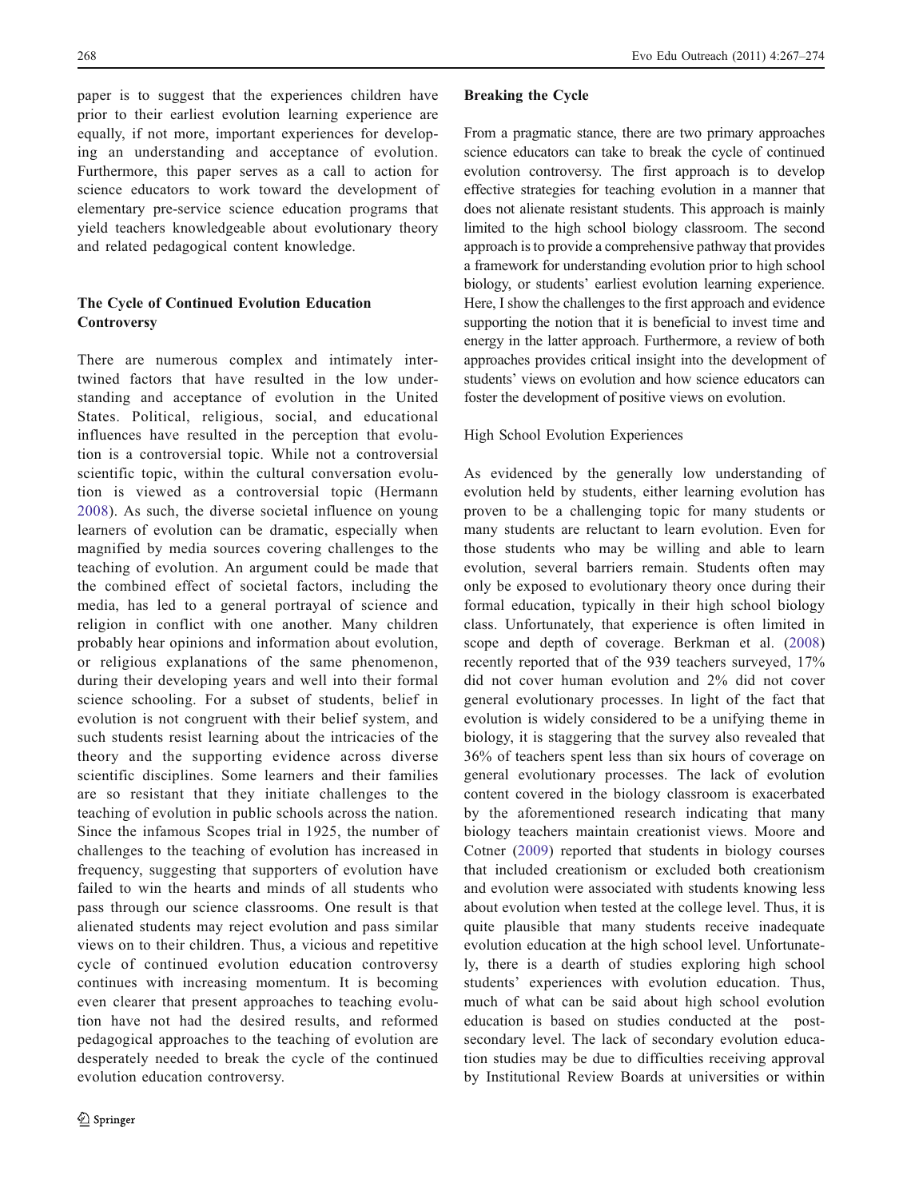paper is to suggest that the experiences children have prior to their earliest evolution learning experience are equally, if not more, important experiences for developing an understanding and acceptance of evolution. Furthermore, this paper serves as a call to action for science educators to work toward the development of elementary pre-service science education programs that yield teachers knowledgeable about evolutionary theory and related pedagogical content knowledge.

## The Cycle of Continued Evolution Education Controversy

There are numerous complex and intimately intertwined factors that have resulted in the low understanding and acceptance of evolution in the United States. Political, religious, social, and educational influences have resulted in the perception that evolution is a controversial topic. While not a controversial scientific topic, within the cultural conversation evolution is viewed as a controversial topic (Hermann 2008). As such, the diverse societal influence on young learners of evolution can be dramatic, especially when magnified by media sources covering challenges to the teaching of evolution. An argument could be made that the combined effect of societal factors, including the media, has led to a general portrayal of science and religion in conflict with one another. Many children probably hear opinions and information about evolution, or religious explanations of the same phenomenon, during their developing years and well into their formal science schooling. For a subset of students, belief in evolution is not congruent with their belief system, and such students resist learning about the intricacies of the theory and the supporting evidence across diverse scientific disciplines. Some learners and their families are so resistant that they initiate challenges to the teaching of evolution in public schools across the nation. Since the infamous Scopes trial in 1925, the number of challenges to the teaching of evolution has increased in frequency, suggesting that supporters of evolution have failed to win the hearts and minds of all students who pass through our science classrooms. One result is that alienated students may reject evolution and pass similar views on to their children. Thus, a vicious and repetitive cycle of continued evolution education controversy continues with increasing momentum. It is becoming even clearer that present approaches to teaching evolution have not had the desired results, and reformed pedagogical approaches to the teaching of evolution are desperately needed to break the cycle of the continued evolution education controversy.

## Breaking the Cycle

From a pragmatic stance, there are two primary approaches science educators can take to break the cycle of continued evolution controversy. The first approach is to develop effective strategies for teaching evolution in a manner that does not alienate resistant students. This approach is mainly limited to the high school biology classroom. The second approach is to provide a comprehensive pathway that provides a framework for understanding evolution prior to high school biology, or students' earliest evolution learning experience. Here, I show the challenges to the first approach and evidence supporting the notion that it is beneficial to invest time and energy in the latter approach. Furthermore, a review of both approaches provides critical insight into the development of students' views on evolution and how science educators can foster the development of positive views on evolution.

### High School Evolution Experiences

As evidenced by the generally low understanding of evolution held by students, either learning evolution has proven to be a challenging topic for many students or many students are reluctant to learn evolution. Even for those students who may be willing and able to learn evolution, several barriers remain. Students often may only be exposed to evolutionary theory once during their formal education, typically in their high school biology class. Unfortunately, that experience is often limited in scope and depth of coverage. Berkman et al. (2008) recently reported that of the 939 teachers surveyed, 17% did not cover human evolution and 2% did not cover general evolutionary processes. In light of the fact that evolution is widely considered to be a unifying theme in biology, it is staggering that the survey also revealed that 36% of teachers spent less than six hours of coverage on general evolutionary processes. The lack of evolution content covered in the biology classroom is exacerbated by the aforementioned research indicating that many biology teachers maintain creationist views. Moore and Cotner (2009) reported that students in biology courses that included creationism or excluded both creationism and evolution were associated with students knowing less about evolution when tested at the college level. Thus, it is quite plausible that many students receive inadequate evolution education at the high school level. Unfortunately, there is a dearth of studies exploring high school students' experiences with evolution education. Thus, much of what can be said about high school evolution education is based on studies conducted at the post-secondary level. The lack of secondary evolution education studies may be due to difficulties receiving approval by Institutional Review Boards at universities or within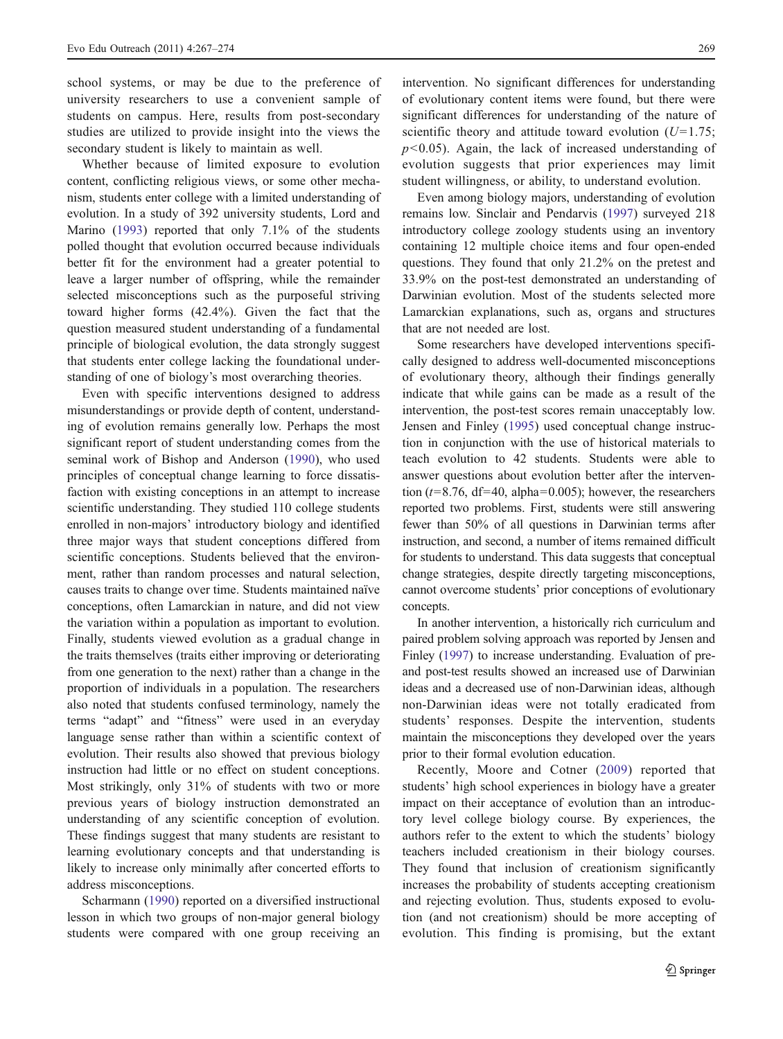school systems, or may be due to the preference of university researchers to use a convenient sample of students on campus. Here, results from post-secondary studies are utilized to provide insight into the views the secondary student is likely to maintain as well.

Whether because of limited exposure to evolution content, conflicting religious views, or some other mechanism, students enter college with a limited understanding of evolution. In a study of 392 university students, Lord and Marino (1993) reported that only 7.1% of the students polled thought that evolution occurred because individuals better fit for the environment had a greater potential to leave a larger number of offspring, while the remainder selected misconceptions such as the purposeful striving toward higher forms (42.4%). Given the fact that the question measured student understanding of a fundamental principle of biological evolution, the data strongly suggest that students enter college lacking the foundational understanding of one of biology's most overarching theories.

Even with specific interventions designed to address misunderstandings or provide depth of content, understanding of evolution remains generally low. Perhaps the most significant report of student understanding comes from the seminal work of Bishop and Anderson (1990), who used principles of conceptual change learning to force dissatisfaction with existing conceptions in an attempt to increase scientific understanding. They studied 110 college students enrolled in non-majors' introductory biology and identified three major ways that student conceptions differed from scientific conceptions. Students believed that the environment, rather than random processes and natural selection, causes traits to change over time. Students maintained naïve conceptions, often Lamarckian in nature, and did not view the variation within a population as important to evolution. Finally, students viewed evolution as a gradual change in the traits themselves (traits either improving or deteriorating from one generation to the next) rather than a change in the proportion of individuals in a population. The researchers also noted that students confused terminology, namely the terms "adapt" and "fitness" were used in an everyday language sense rather than within a scientific context of evolution. Their results also showed that previous biology instruction had little or no effect on student conceptions. Most strikingly, only 31% of students with two or more previous years of biology instruction demonstrated an understanding of any scientific conception of evolution. These findings suggest that many students are resistant to learning evolutionary concepts and that understanding is likely to increase only minimally after concerted efforts to address misconceptions.

Scharmann (1990) reported on a diversified instructional lesson in which two groups of non-major general biology students were compared with one group receiving an intervention. No significant differences for understanding of evolutionary content items were found, but there were significant differences for understanding of the nature of scientific theory and attitude toward evolution ($U=1.75$; $p<0.05$). Again, the lack of increased understanding of evolution suggests that prior experiences may limit student willingness, or ability, to understand evolution.

Even among biology majors, understanding of evolution remains low. Sinclair and Pendarvis (1997) surveyed 218 introductory college zoology students using an inventory containing 12 multiple choice items and four open-ended questions. They found that only 21.2% on the pretest and 33.9% on the post-test demonstrated an understanding of Darwinian evolution. Most of the students selected more Lamarckian explanations, such as, organs and structures that are not needed are lost.

Some researchers have developed interventions specifically designed to address well-documented misconceptions of evolutionary theory, although their findings generally indicate that while gains can be made as a result of the intervention, the post-test scores remain unacceptably low. Jensen and Finley (1995) used conceptual change instruction in conjunction with the use of historical materials to teach evolution to 42 students. Students were able to answer questions about evolution better after the intervention ($t=8.76$, df=40, alpha=0.005); however, the researchers reported two problems. First, students were still answering fewer than 50% of all questions in Darwinian terms after instruction, and second, a number of items remained difficult for students to understand. This data suggests that conceptual change strategies, despite directly targeting misconceptions, cannot overcome students' prior conceptions of evolutionary concepts.

In another intervention, a historically rich curriculum and paired problem solving approach was reported by Jensen and Finley (1997) to increase understanding. Evaluation of pre- and post-test results showed an increased use of Darwinian ideas and a decreased use of non-Darwinian ideas, although non-Darwinian ideas were not totally eradicated from students' responses. Despite the intervention, students maintain the misconceptions they developed over the years prior to their formal evolution education.

Recently, Moore and Cotner (2009) reported that students' high school experiences in biology have a greater impact on their acceptance of evolution than an introductory level college biology course. By experiences, the authors refer to the extent to which the students' biology teachers included creationism in their biology courses. They found that inclusion of creationism significantly increases the probability of students accepting creationism and rejecting evolution. Thus, students exposed to evolution (and not creationism) should be more accepting of evolution. This finding is promising, but the extant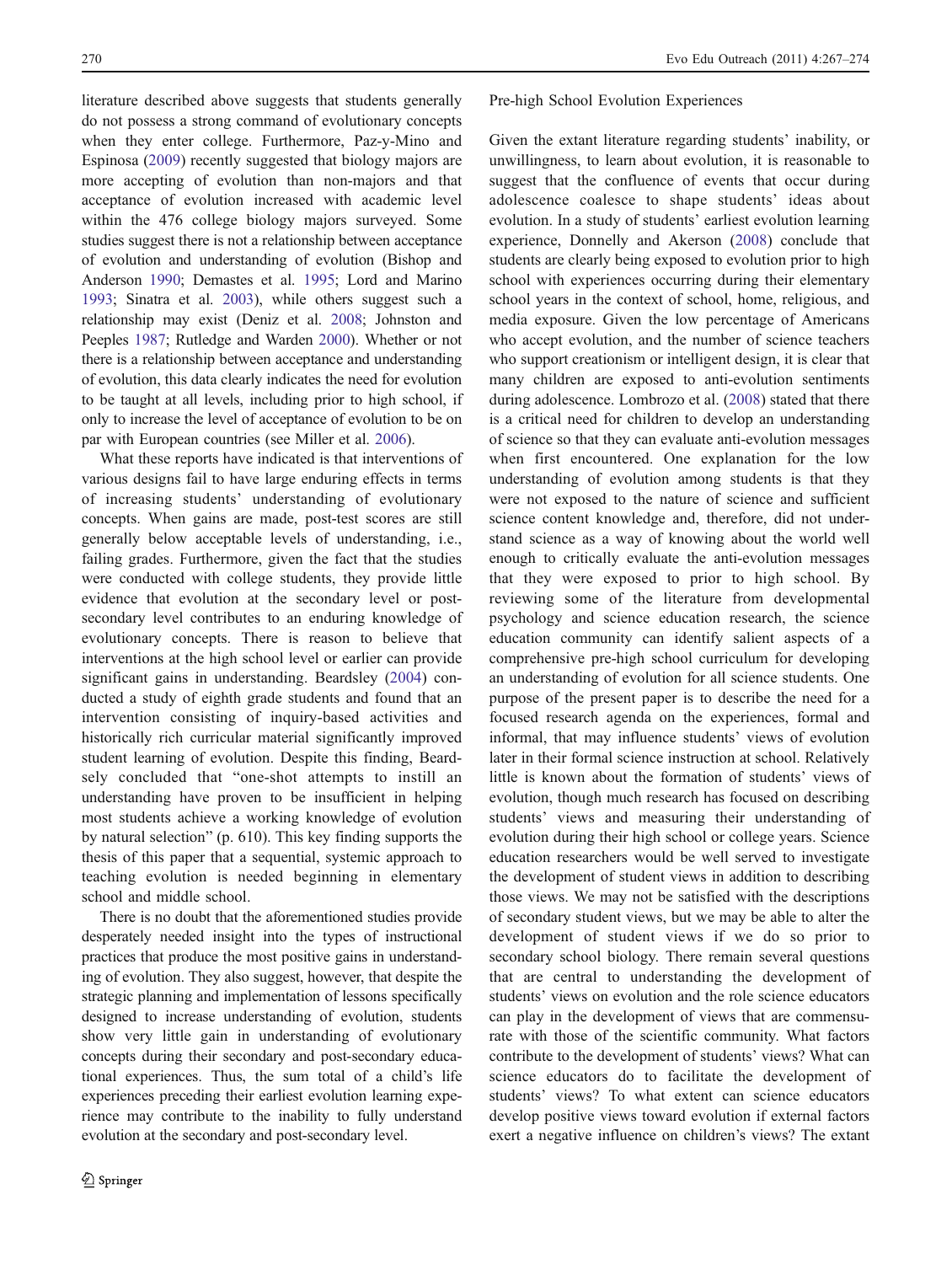literature described above suggests that students generally do not possess a strong command of evolutionary concepts when they enter college. Furthermore, Paz-y-Mino and Espinosa (2009) recently suggested that biology majors are more accepting of evolution than non-majors and that acceptance of evolution increased with academic level within the 476 college biology majors surveyed. Some studies suggest there is not a relationship between acceptance of evolution and understanding of evolution (Bishop and Anderson 1990; Demastes et al. 1995; Lord and Marino 1993; Sinatra et al. 2003), while others suggest such a relationship may exist (Deniz et al. 2008; Johnston and Peeples 1987; Rutledge and Warden 2000). Whether or not there is a relationship between acceptance and understanding of evolution, this data clearly indicates the need for evolution to be taught at all levels, including prior to high school, if only to increase the level of acceptance of evolution to be on par with European countries (see Miller et al. 2006).

What these reports have indicated is that interventions of various designs fail to have large enduring effects in terms of increasing students' understanding of evolutionary concepts. When gains are made, post-test scores are still generally below acceptable levels of understanding, i.e., failing grades. Furthermore, given the fact that the studies were conducted with college students, they provide little evidence that evolution at the secondary level or post-secondary level contributes to an enduring knowledge of evolutionary concepts. There is reason to believe that interventions at the high school level or earlier can provide significant gains in understanding. Beardsley (2004) conducted a study of eighth grade students and found that an intervention consisting of inquiry-based activities and historically rich curricular material significantly improved student learning of evolution. Despite this finding, Beardsely concluded that "one-shot attempts to instill an understanding have proven to be insufficient in helping most students achieve a working knowledge of evolution by natural selection" (p. 610). This key finding supports the thesis of this paper that a sequential, systemic approach to teaching evolution is needed beginning in elementary school and middle school.

There is no doubt that the aforementioned studies provide desperately needed insight into the types of instructional practices that produce the most positive gains in understanding of evolution. They also suggest, however, that despite the strategic planning and implementation of lessons specifically designed to increase understanding of evolution, students show very little gain in understanding of evolutionary concepts during their secondary and post-secondary educational experiences. Thus, the sum total of a child's life experiences preceding their earliest evolution learning experience may contribute to the inability to fully understand evolution at the secondary and post-secondary level.

## Pre-high School Evolution Experiences

Given the extant literature regarding students' inability, or unwillingness, to learn about evolution, it is reasonable to suggest that the confluence of events that occur during adolescence coalesce to shape students' ideas about evolution. In a study of students' earliest evolution learning experience, Donnelly and Akerson (2008) conclude that students are clearly being exposed to evolution prior to high school with experiences occurring during their elementary school years in the context of school, home, religious, and media exposure. Given the low percentage of Americans who accept evolution, and the number of science teachers who support creationism or intelligent design, it is clear that many children are exposed to anti-evolution sentiments during adolescence. Lombrozo et al. (2008) stated that there is a critical need for children to develop an understanding of science so that they can evaluate anti-evolution messages when first encountered. One explanation for the low understanding of evolution among students is that they were not exposed to the nature of science and sufficient science content knowledge and, therefore, did not understand science as a way of knowing about the world well enough to critically evaluate the anti-evolution messages that they were exposed to prior to high school. By reviewing some of the literature from developmental psychology and science education research, the science education community can identify salient aspects of a comprehensive pre-high school curriculum for developing an understanding of evolution for all science students. One purpose of the present paper is to describe the need for a focused research agenda on the experiences, formal and informal, that may influence students' views of evolution later in their formal science instruction at school. Relatively little is known about the formation of students' views of evolution, though much research has focused on describing students' views and measuring their understanding of evolution during their high school or college years. Science education researchers would be well served to investigate the development of student views in addition to describing those views. We may not be satisfied with the descriptions of secondary student views, but we may be able to alter the development of student views if we do so prior to secondary school biology. There remain several questions that are central to understanding the development of students' views on evolution and the role science educators can play in the development of views that are commensurate with those of the scientific community. What factors contribute to the development of students' views? What can science educators do to facilitate the development of students' views? To what extent can science educators develop positive views toward evolution if external factors exert a negative influence on children's views? The extant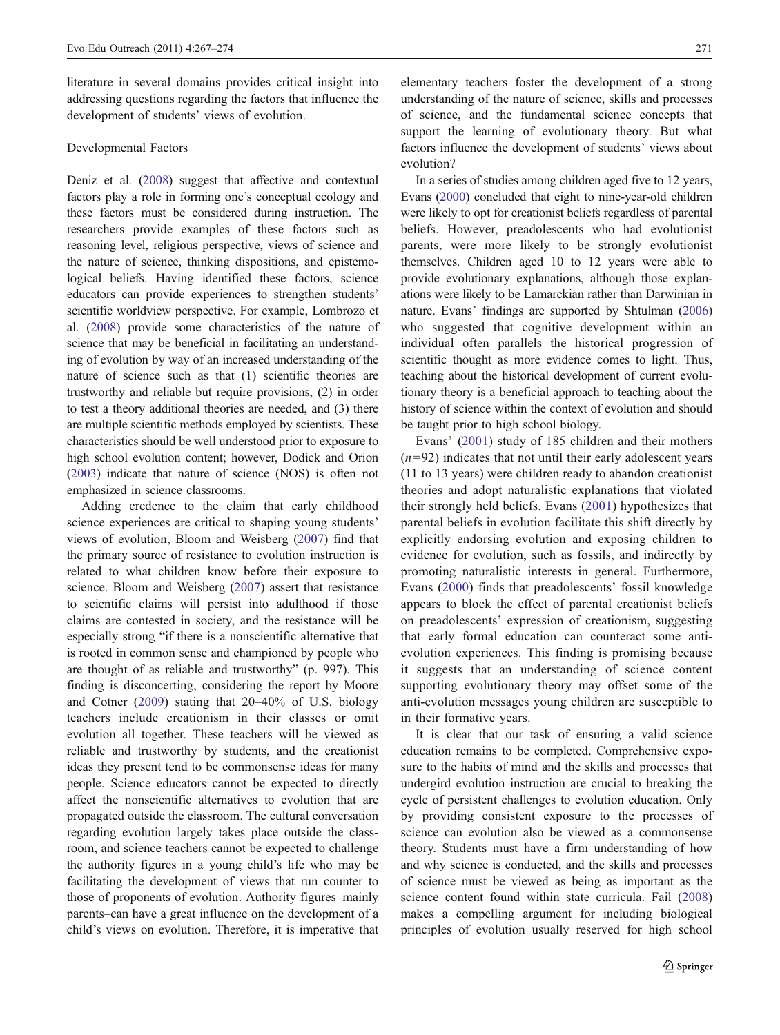literature in several domains provides critical insight into addressing questions regarding the factors that influence the development of students' views of evolution.

## Developmental Factors

Deniz et al. (2008) suggest that affective and contextual factors play a role in forming one's conceptual ecology and these factors must be considered during instruction. The researchers provide examples of these factors such as reasoning level, religious perspective, views of science and the nature of science, thinking dispositions, and epistemological beliefs. Having identified these factors, science educators can provide experiences to strengthen students' scientific worldview perspective. For example, Lombrozo et al. (2008) provide some characteristics of the nature of science that may be beneficial in facilitating an understanding of evolution by way of an increased understanding of the nature of science such as that (1) scientific theories are trustworthy and reliable but require provisions, (2) in order to test a theory additional theories are needed, and (3) there are multiple scientific methods employed by scientists. These characteristics should be well understood prior to exposure to high school evolution content; however, Dodick and Orion (2003) indicate that nature of science (NOS) is often not emphasized in science classrooms.

Adding credence to the claim that early childhood science experiences are critical to shaping young students' views of evolution, Bloom and Weisberg (2007) find that the primary source of resistance to evolution instruction is related to what children know before their exposure to science. Bloom and Weisberg (2007) assert that resistance to scientific claims will persist into adulthood if those claims are contested in society, and the resistance will be especially strong "if there is a nonscientific alternative that is rooted in common sense and championed by people who are thought of as reliable and trustworthy" (p. 997). This finding is disconcerting, considering the report by Moore and Cotner (2009) stating that 20–40% of U.S. biology teachers include creationism in their classes or omit evolution all together. These teachers will be viewed as reliable and trustworthy by students, and the creationist ideas they present tend to be commonsense ideas for many people. Science educators cannot be expected to directly affect the nonscientific alternatives to evolution that are propagated outside the classroom. The cultural conversation regarding evolution largely takes place outside the classroom, and science teachers cannot be expected to challenge the authority figures in a young child's life who may be facilitating the development of views that run counter to those of proponents of evolution. Authority figures–mainly parents–can have a great influence on the development of a child's views on evolution. Therefore, it is imperative that elementary teachers foster the development of a strong understanding of the nature of science, skills and processes of science, and the fundamental science concepts that support the learning of evolutionary theory. But what factors influence the development of students' views about evolution?

In a series of studies among children aged five to 12 years, Evans (2000) concluded that eight to nine-year-old children were likely to opt for creationist beliefs regardless of parental beliefs. However, preadolescents who had evolutionist parents, were more likely to be strongly evolutionist themselves. Children aged 10 to 12 years were able to provide evolutionary explanations, although those explanations were likely to be Lamarckian rather than Darwinian in nature. Evans' findings are supported by Shtulman (2006) who suggested that cognitive development within an individual often parallels the historical progression of scientific thought as more evidence comes to light. Thus, teaching about the historical development of current evolutionary theory is a beneficial approach to teaching about the history of science within the context of evolution and should be taught prior to high school biology.

Evans' (2001) study of 185 children and their mothers ($n=92$) indicates that not until their early adolescent years (11 to 13 years) were children ready to abandon creationist theories and adopt naturalistic explanations that violated their strongly held beliefs. Evans (2001) hypothesizes that parental beliefs in evolution facilitate this shift directly by explicitly endorsing evolution and exposing children to evidence for evolution, such as fossils, and indirectly by promoting naturalistic interests in general. Furthermore, Evans (2000) finds that preadolescents' fossil knowledge appears to block the effect of parental creationist beliefs on preadolescents' expression of creationism, suggesting that early formal education can counteract some anti-evolution experiences. This finding is promising because it suggests that an understanding of science content supporting evolutionary theory may offset some of the anti-evolution messages young children are susceptible to in their formative years.

It is clear that our task of ensuring a valid science education remains to be completed. Comprehensive exposure to the habits of mind and the skills and processes that undergird evolution instruction are crucial to breaking the cycle of persistent challenges to evolution education. Only by providing consistent exposure to the processes of science can evolution also be viewed as a commonsense theory. Students must have a firm understanding of how and why science is conducted, and the skills and processes of science must be viewed as being as important as the science content found within state curricula. Fail (2008) makes a compelling argument for including biological principles of evolution usually reserved for high school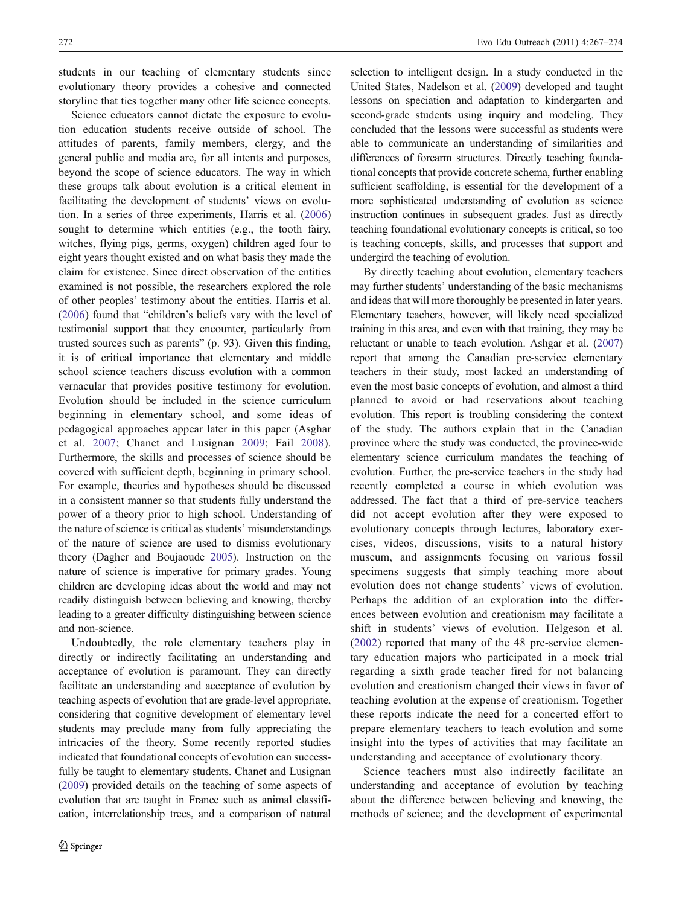students in our teaching of elementary students since evolutionary theory provides a cohesive and connected storyline that ties together many other life science concepts.

Science educators cannot dictate the exposure to evolution education students receive outside of school. The attitudes of parents, family members, clergy, and the general public and media are, for all intents and purposes, beyond the scope of science educators. The way in which these groups talk about evolution is a critical element in facilitating the development of students' views on evolution. In a series of three experiments, Harris et al. (2006) sought to determine which entities (e.g., the tooth fairy, witches, flying pigs, germs, oxygen) children aged four to eight years thought existed and on what basis they made the claim for existence. Since direct observation of the entities examined is not possible, the researchers explored the role of other peoples' testimony about the entities. Harris et al. (2006) found that "children's beliefs vary with the level of testimonial support that they encounter, particularly from trusted sources such as parents" (p. 93). Given this finding, it is of critical importance that elementary and middle school science teachers discuss evolution with a common vernacular that provides positive testimony for evolution. Evolution should be included in the science curriculum beginning in elementary school, and some ideas of pedagogical approaches appear later in this paper (Asghar et al. 2007; Chanet and Lusignan 2009; Fail 2008). Furthermore, the skills and processes of science should be covered with sufficient depth, beginning in primary school. For example, theories and hypotheses should be discussed in a consistent manner so that students fully understand the power of a theory prior to high school. Understanding of the nature of science is critical as students' misunderstandings of the nature of science are used to dismiss evolutionary theory (Dagher and Boujaoude 2005). Instruction on the nature of science is imperative for primary grades. Young children are developing ideas about the world and may not readily distinguish between believing and knowing, thereby leading to a greater difficulty distinguishing between science and non-science.

Undoubtedly, the role elementary teachers play in directly or indirectly facilitating an understanding and acceptance of evolution is paramount. They can directly facilitate an understanding and acceptance of evolution by teaching aspects of evolution that are grade-level appropriate, considering that cognitive development of elementary level students may preclude many from fully appreciating the intricacies of the theory. Some recently reported studies indicated that foundational concepts of evolution can successfully be taught to elementary students. Chanet and Lusignan (2009) provided details on the teaching of some aspects of evolution that are taught in France such as animal classification, interrelationship trees, and a comparison of natural selection to intelligent design. In a study conducted in the United States, Nadelson et al. (2009) developed and taught lessons on speciation and adaptation to kindergarten and second-grade students using inquiry and modeling. They concluded that the lessons were successful as students were able to communicate an understanding of similarities and differences of forearm structures. Directly teaching foundational concepts that provide concrete schema, further enabling sufficient scaffolding, is essential for the development of a more sophisticated understanding of evolution as science instruction continues in subsequent grades. Just as directly teaching foundational evolutionary concepts is critical, so too is teaching concepts, skills, and processes that support and undergird the teaching of evolution.

By directly teaching about evolution, elementary teachers may further students' understanding of the basic mechanisms and ideas that will more thoroughly be presented in later years. Elementary teachers, however, will likely need specialized training in this area, and even with that training, they may be reluctant or unable to teach evolution. Ashgar et al. (2007) report that among the Canadian pre-service elementary teachers in their study, most lacked an understanding of even the most basic concepts of evolution, and almost a third planned to avoid or had reservations about teaching evolution. This report is troubling considering the context of the study. The authors explain that in the Canadian province where the study was conducted, the province-wide elementary science curriculum mandates the teaching of evolution. Further, the pre-service teachers in the study had recently completed a course in which evolution was addressed. The fact that a third of pre-service teachers did not accept evolution after they were exposed to evolutionary concepts through lectures, laboratory exercises, videos, discussions, visits to a natural history museum, and assignments focusing on various fossil specimens suggests that simply teaching more about evolution does not change students' views of evolution. Perhaps the addition of an exploration into the differences between evolution and creationism may facilitate a shift in students' views of evolution. Helgeson et al. (2002) reported that many of the 48 pre-service elementary education majors who participated in a mock trial regarding a sixth grade teacher fired for not balancing evolution and creationism changed their views in favor of teaching evolution at the expense of creationism. Together these reports indicate the need for a concerted effort to prepare elementary teachers to teach evolution and some insight into the types of activities that may facilitate an understanding and acceptance of evolutionary theory.

Science teachers must also indirectly facilitate an understanding and acceptance of evolution by teaching about the difference between believing and knowing, the methods of science; and the development of experimental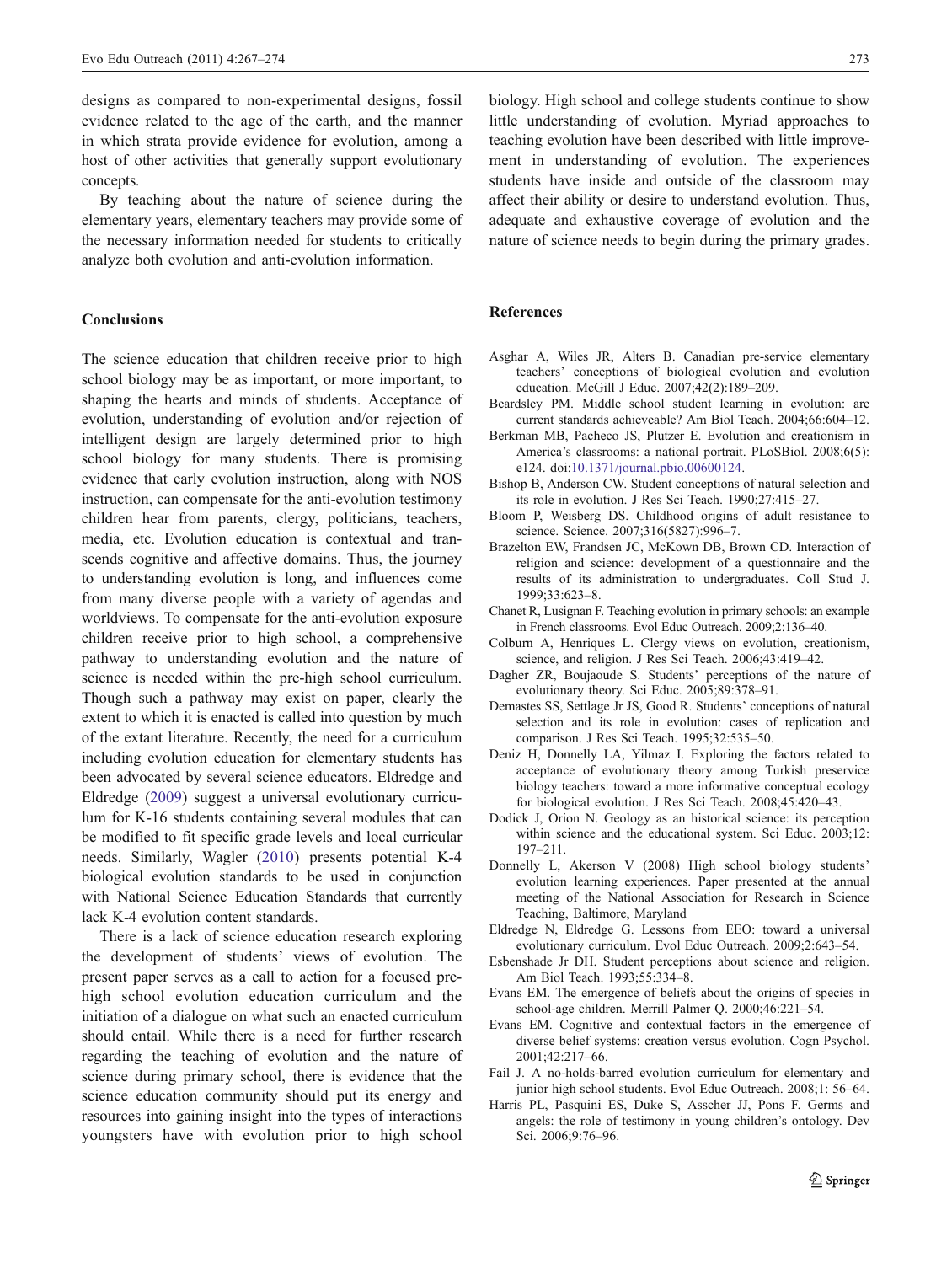designs as compared to non-experimental designs, fossil evidence related to the age of the earth, and the manner in which strata provide evidence for evolution, among a host of other activities that generally support evolutionary concepts.

By teaching about the nature of science during the elementary years, elementary teachers may provide some of the necessary information needed for students to critically analyze both evolution and anti-evolution information.

## Conclusions

The science education that children receive prior to high school biology may be as important, or more important, to shaping the hearts and minds of students. Acceptance of evolution, understanding of evolution and/or rejection of intelligent design are largely determined prior to high school biology for many students. There is promising evidence that early evolution instruction, along with NOS instruction, can compensate for the anti-evolution testimony children hear from parents, clergy, politicians, teachers, media, etc. Evolution education is contextual and transcends cognitive and affective domains. Thus, the journey to understanding evolution is long, and influences come from many diverse people with a variety of agendas and worldviews. To compensate for the anti-evolution exposure children receive prior to high school, a comprehensive pathway to understanding evolution and the nature of science is needed within the pre-high school curriculum. Though such a pathway may exist on paper, clearly the extent to which it is enacted is called into question by much of the extant literature. Recently, the need for a curriculum including evolution education for elementary students has been advocated by several science educators. Eldredge and Eldredge (2009) suggest a universal evolutionary curriculum for K-16 students containing several modules that can be modified to fit specific grade levels and local curricular needs. Similarly, Wagler (2010) presents potential K-4 biological evolution standards to be used in conjunction with National Science Education Standards that currently lack K-4 evolution content standards.

There is a lack of science education research exploring the development of students' views of evolution. The present paper serves as a call to action for a focused pre-high school evolution education curriculum and the initiation of a dialogue on what such an enacted curriculum should entail. While there is a need for further research regarding the teaching of evolution and the nature of science during primary school, there is evidence that the science education community should put its energy and resources into gaining insight into the types of interactions youngsters have with evolution prior to high school biology. High school and college students continue to show little understanding of evolution. Myriad approaches to teaching evolution have been described with little improvement in understanding of evolution. The experiences students have inside and outside of the classroom may affect their ability or desire to understand evolution. Thus, adequate and exhaustive coverage of evolution and the nature of science needs to begin during the primary grades.

## References

Asghar A, Wiles JR, Alters B. Canadian pre-service elementary teachers' conceptions of biological evolution and evolution education. McGill J Educ. 2007;42(2):189–209.

Beardsley PM. Middle school student learning in evolution: are current standards achieveable? Am Biol Teach. 2004;66:604–12.

Berkman MB, Pacheco JS, Plutzer E. Evolution and creationism in America's classrooms: a national portrait. PLoSBiol. 2008;6(5): e124. doi:10.1371/journal.pbio.00600124.

Bishop B, Anderson CW. Student conceptions of natural selection and its role in evolution. J Res Sci Teach. 1990;27:415–27.

Bloom P, Weisberg DS. Childhood origins of adult resistance to science. Science. 2007;316(5827):996–7.

Brazelton EW, Frandsen JC, McKown DB, Brown CD. Interaction of religion and science: development of a questionnaire and the results of its administration to undergraduates. Coll Stud J. 1999;33:623–8.

Chanet R, Lusignan F. Teaching evolution in primary schools: an example in French classrooms. Evol Educ Outreach. 2009;2:136–40.

Colburn A, Henriques L. Clergy views on evolution, creationism, science, and religion. J Res Sci Teach. 2006;43:419–42.

Dagher ZR, Boujaoude S. Students' perceptions of the nature of evolutionary theory. Sci Educ. 2005;89:378–91.

Demastes SS, Settlage Jr JS, Good R. Students' conceptions of natural selection and its role in evolution: cases of replication and comparison. J Res Sci Teach. 1995;32:535–50.

Deniz H, Donnelly LA, Yilmaz I. Exploring the factors related to acceptance of evolutionary theory among Turkish preservice biology teachers: toward a more informative conceptual ecology for biological evolution. J Res Sci Teach. 2008;45:420–43.

Dodick J, Orion N. Geology as an historical science: its perception within science and the educational system. Sci Educ. 2003;12: 197–211.

Donnelly L, Akerson V (2008) High school biology students' evolution learning experiences. Paper presented at the annual meeting of the National Association for Research in Science Teaching, Baltimore, Maryland

Eldredge N, Eldredge G. Lessons from EEO: toward a universal evolutionary curriculum. Evol Educ Outreach. 2009;2:643–54.

Esbenshade Jr DH. Student perceptions about science and religion. Am Biol Teach. 1993;55:334–8.

Evans EM. The emergence of beliefs about the origins of species in school-age children. Merrill Palmer Q. 2000;46:221–54.

Evans EM. Cognitive and contextual factors in the emergence of diverse belief systems: creation versus evolution. Cogn Psychol. 2001;42:217–66.

Fail J. A no-holds-barred evolution curriculum for elementary and junior high school students. Evol Educ Outreach. 2008;1: 56–64.

Harris PL, Pasquini ES, Duke S, Asscher JJ, Pons F. Germs and angels: the role of testimony in young children's ontology. Dev Sci. 2006;9:76–96.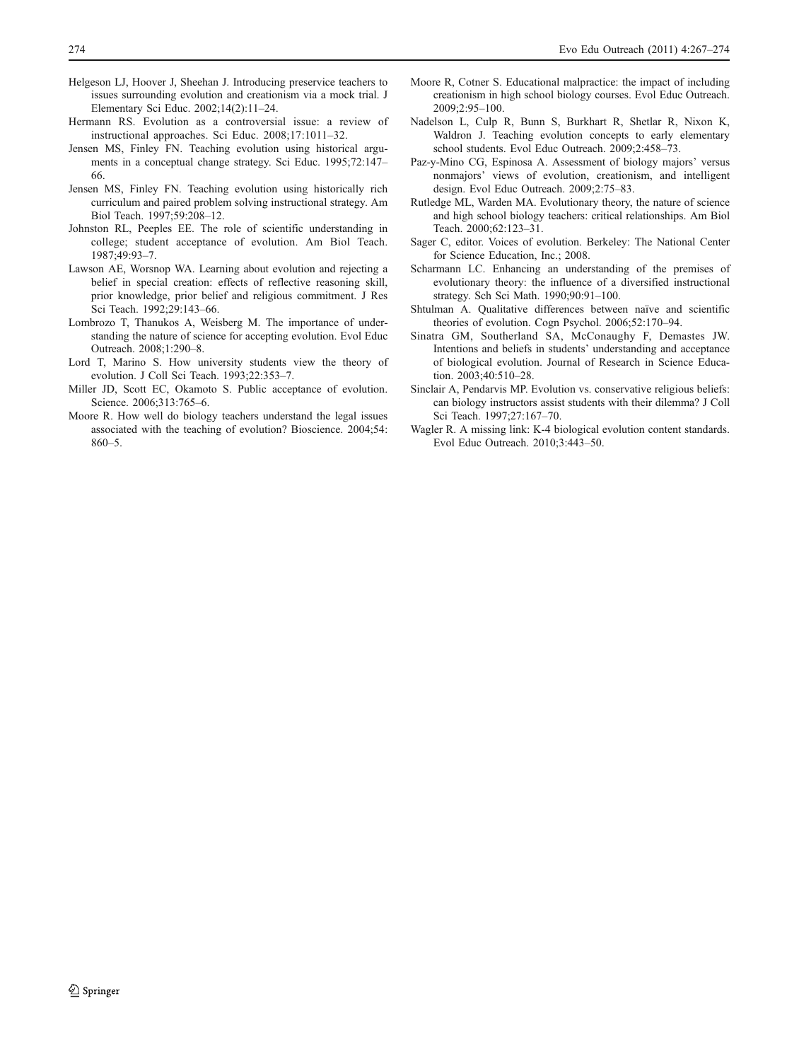Helgeson LJ, Hoover J, Sheehan J. Introducing preservice teachers to issues surrounding evolution and creationism via a mock trial. J Elementary Sci Educ. 2002;14(2):11–24.

Hermann RS. Evolution as a controversial issue: a review of instructional approaches. Sci Educ. 2008;17:1011–32.

Jensen MS, Finley FN. Teaching evolution using historical arguments in a conceptual change strategy. Sci Educ. 1995;72:147–66.

Jensen MS, Finley FN. Teaching evolution using historically rich curriculum and paired problem solving instructional strategy. Am Biol Teach. 1997;59:208–12.

Johnston RL, Peeples EE. The role of scientific understanding in college; student acceptance of evolution. Am Biol Teach. 1987;49:93–7.

Lawson AE, Worsnop WA. Learning about evolution and rejecting a belief in special creation: effects of reflective reasoning skill, prior knowledge, prior belief and religious commitment. J Res Sci Teach. 1992;29:143–66.

Lombrozo T, Thanukos A, Weisberg M. The importance of understanding the nature of science for accepting evolution. Evol Educ Outreach. 2008;1:290–8.

Lord T, Marino S. How university students view the theory of evolution. J Coll Sci Teach. 1993;22:353–7.

Miller JD, Scott EC, Okamoto S. Public acceptance of evolution. Science. 2006;313:765–6.

Moore R. How well do biology teachers understand the legal issues associated with the teaching of evolution? Bioscience. 2004;54:860–5.

Moore R, Cotner S. Educational malpractice: the impact of including creationism in high school biology courses. Evol Educ Outreach. 2009;2:95–100.

Nadelson L, Culp R, Bunn S, Burkhart R, Shetlar R, Nixon K, Waldron J. Teaching evolution concepts to early elementary school students. Evol Educ Outreach. 2009;2:458–73.

Paz-y-Mino CG, Espinosa A. Assessment of biology majors' versus nonmajors' views of evolution, creationism, and intelligent design. Evol Educ Outreach. 2009;2:75–83.

Rutledge ML, Warden MA. Evolutionary theory, the nature of science and high school biology teachers: critical relationships. Am Biol Teach. 2000;62:123–31.

Sager C, editor. Voices of evolution. Berkeley: The National Center for Science Education, Inc.; 2008.

Scharmann LC. Enhancing an understanding of the premises of evolutionary theory: the influence of a diversified instructional strategy. Sch Sci Math. 1990;90:91–100.

Shtulman A. Qualitative differences between naïve and scientific theories of evolution. Cogn Psychol. 2006;52:170–94.

Sinatra GM, Southerland SA, McConaughy F, Demastes JW. Intentions and beliefs in students' understanding and acceptance of biological evolution. Journal of Research in Science Education. 2003;40:510–28.

Sinclair A, Pendarvis MP. Evolution vs. conservative religious beliefs: can biology instructors assist students with their dilemma? J Coll Sci Teach. 1997;27:167–70.

Wagler R. A missing link: K-4 biological evolution content standards. Evol Educ Outreach. 2010;3:443–50.